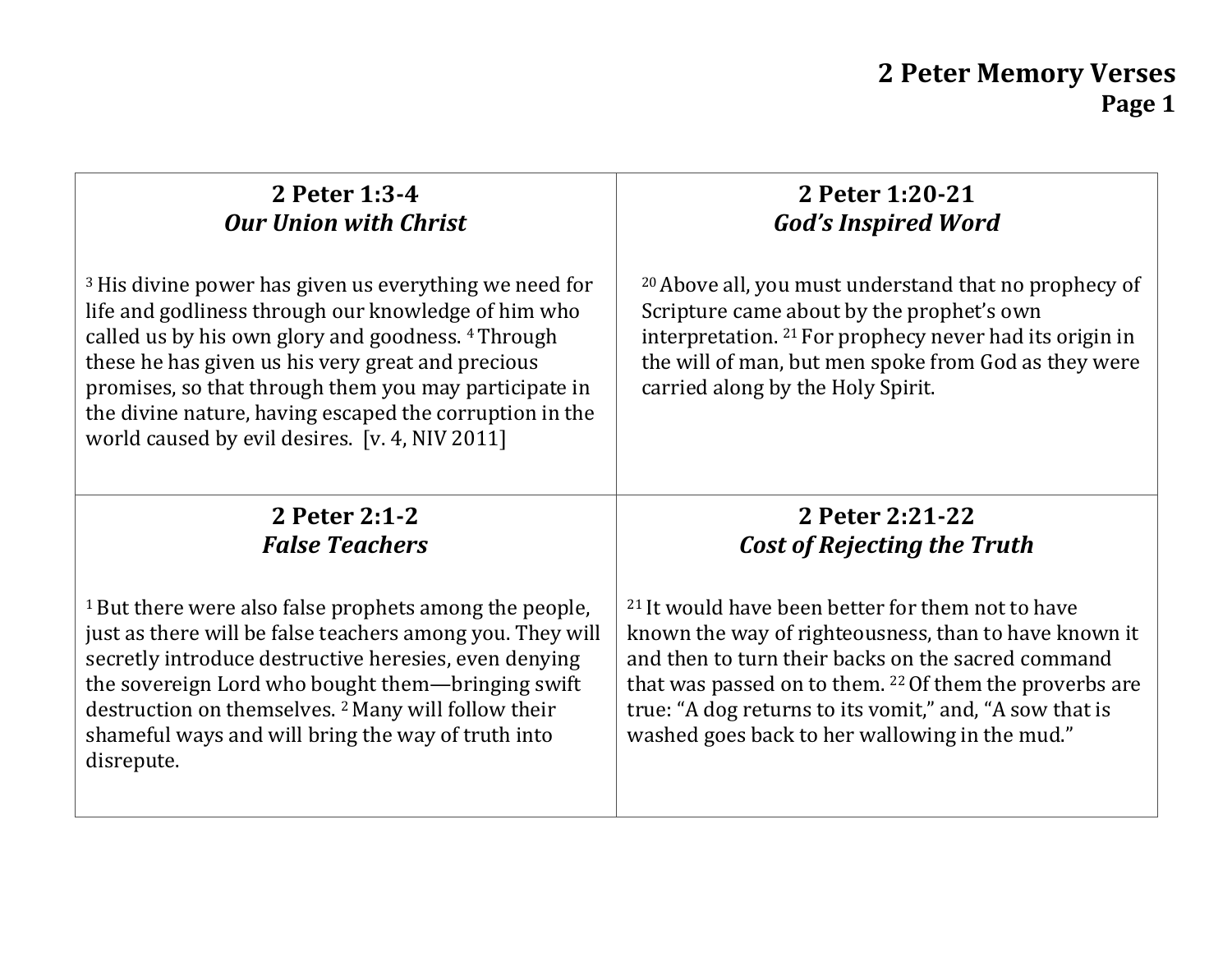# 2 Peter Memory Verses

## Page 1

### 2 Peter 1:3-4
***Our Union with Christ***

[3] His divine power has given us everything we need for life and godliness through our knowledge of him who called us by his own glory and goodness. [4] Through these he has given us his very great and precious promises, so that through them you may participate in the divine nature, having escaped the corruption in the world caused by evil desires. [v. 4, NIV 2011]

### 2 Peter 1:20-21
***God's Inspired Word***

[20] Above all, you must understand that no prophecy of Scripture came about by the prophet's own interpretation. [21] For prophecy never had its origin in the will of man, but men spoke from God as they were carried along by the Holy Spirit.

### 2 Peter 2:1-2
***False Teachers***

[1] But there were also false prophets among the people, just as there will be false teachers among you. They will secretly introduce destructive heresies, even denying the sovereign Lord who bought them—bringing swift destruction on themselves. [2] Many will follow their shameful ways and will bring the way of truth into disrepute.

### 2 Peter 2:21-22
***Cost of Rejecting the Truth***

[21] It would have been better for them not to have known the way of righteousness, than to have known it and then to turn their backs on the sacred command that was passed on to them. [22] Of them the proverbs are true: "A dog returns to its vomit," and, "A sow that is washed goes back to her wallowing in the mud."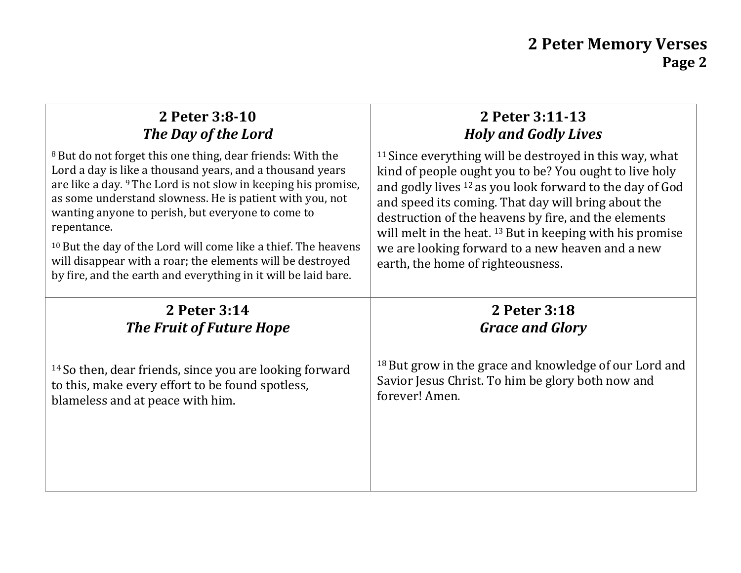## 2 Peter 3:8-10
### *The Day of the Lord*

[8] But do not forget this one thing, dear friends: With the Lord a day is like a thousand years, and a thousand years are like a day. [9] The Lord is not slow in keeping his promise, as some understand slowness. He is patient with you, not wanting anyone to perish, but everyone to come to repentance.

[10] But the day of the Lord will come like a thief. The heavens will disappear with a roar; the elements will be destroyed by fire, and the earth and everything in it will be laid bare.

## 2 Peter 3:11-13
### *Holy and Godly Lives*

[11] Since everything will be destroyed in this way, what kind of people ought you to be? You ought to live holy and godly lives [12] as you look forward to the day of God and speed its coming. That day will bring about the destruction of the heavens by fire, and the elements will melt in the heat. [13] But in keeping with his promise we are looking forward to a new heaven and a new earth, the home of righteousness.

## 2 Peter 3:14
### *The Fruit of Future Hope*

[14] So then, dear friends, since you are looking forward to this, make every effort to be found spotless, blameless and at peace with him.

## 2 Peter 3:18
### *Grace and Glory*

[18] But grow in the grace and knowledge of our Lord and Savior Jesus Christ. To him be glory both now and forever! Amen.